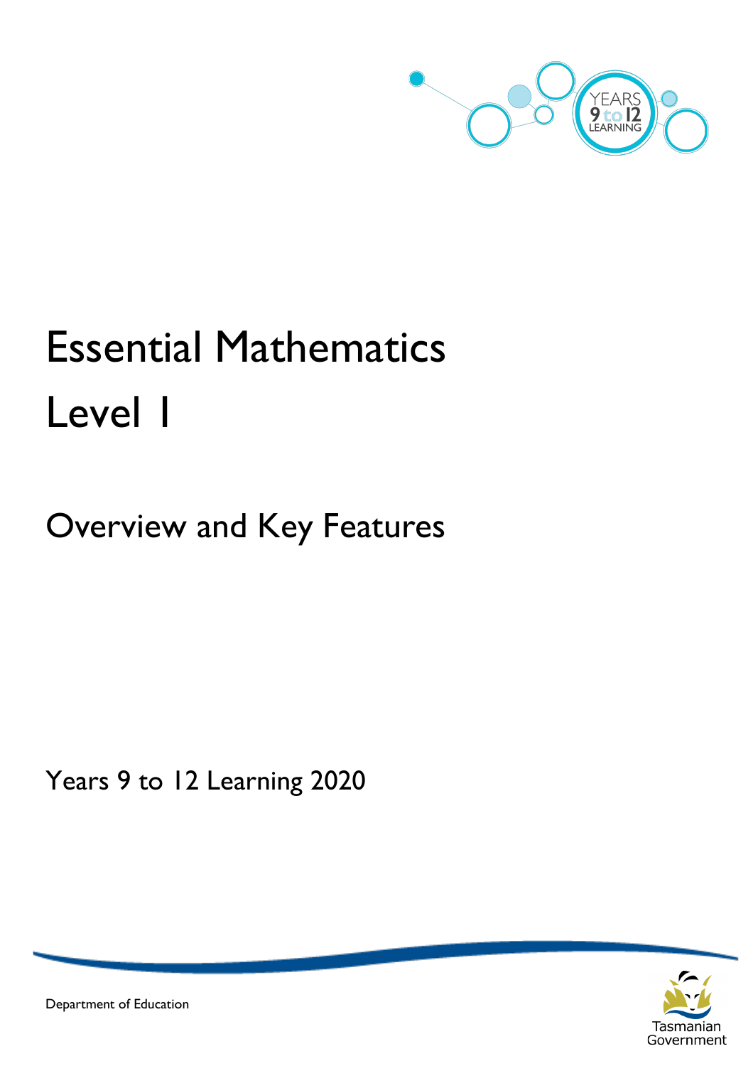# Essential Mathematics Level 1

## Overview and Key Features

Years 9 to 12 Learning 2020

Department of Education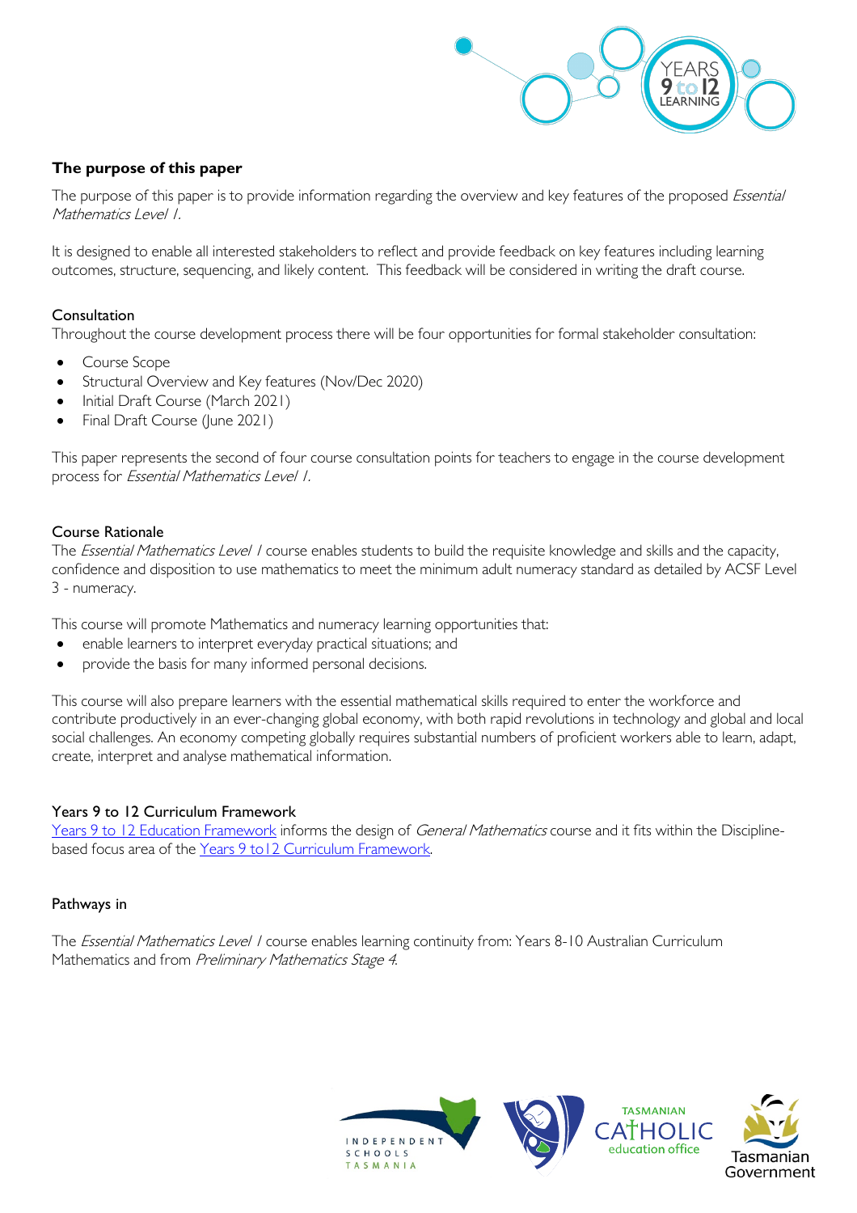## The purpose of this paper

The purpose of this paper is to provide information regarding the overview and key features of the proposed *Essential Mathematics Level 1.*

It is designed to enable all interested stakeholders to reflect and provide feedback on key features including learning outcomes, structure, sequencing, and likely content. This feedback will be considered in writing the draft course.

### Consultation

Throughout the course development process there will be four opportunities for formal stakeholder consultation:

- Course Scope
- Structural Overview and Key features (Nov/Dec 2020)
- Initial Draft Course (March 2021)
- Final Draft Course (June 2021)

This paper represents the second of four course consultation points for teachers to engage in the course development process for *Essential Mathematics Level 1.*

### Course Rationale

The *Essential Mathematics Level 1* course enables students to build the requisite knowledge and skills and the capacity, confidence and disposition to use mathematics to meet the minimum adult numeracy standard as detailed by ACSF Level 3 - numeracy.

This course will promote Mathematics and numeracy learning opportunities that:

- enable learners to interpret everyday practical situations; and
- provide the basis for many informed personal decisions.

This course will also prepare learners with the essential mathematical skills required to enter the workforce and contribute productively in an ever-changing global economy, with both rapid revolutions in technology and global and local social challenges. An economy competing globally requires substantial numbers of proficient workers able to learn, adapt, create, interpret and analyse mathematical information.

### Years 9 to 12 Curriculum Framework

Years 9 to 12 Education Framework informs the design of *General Mathematics* course and it fits within the Discipline-based focus area of the Years 9 to12 Curriculum Framework.

### Pathways in

The *Essential Mathematics Level 1* course enables learning continuity from: Years 8-10 Australian Curriculum Mathematics and from *Preliminary Mathematics Stage 4.*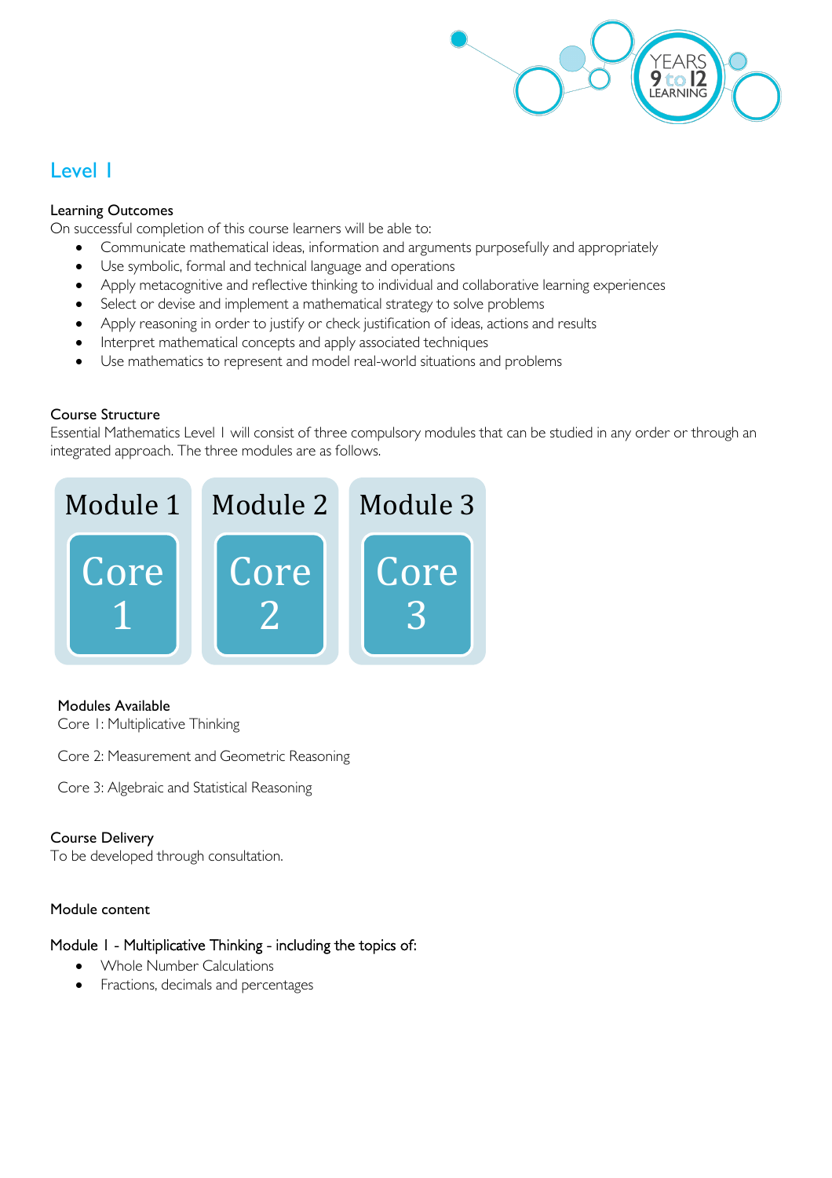## Level 1

**Learning Outcomes**

On successful completion of this course learners will be able to:

- Communicate mathematical ideas, information and arguments purposefully and appropriately
- Use symbolic, formal and technical language and operations
- Apply metacognitive and reflective thinking to individual and collaborative learning experiences
- Select or devise and implement a mathematical strategy to solve problems
- Apply reasoning in order to justify or check justification of ideas, actions and results
- Interpret mathematical concepts and apply associated techniques
- Use mathematics to represent and model real-world situations and problems

**Course Structure**

Essential Mathematics Level 1 will consist of three compulsory modules that can be studied in any order or through an integrated approach. The three modules are as follows.

| Module 1 | Module 2 | Module 3 |
| --- | --- | --- |
| Core 1 | Core 2 | Core 3 |

**Modules Available**

Core 1: Multiplicative Thinking

Core 2: Measurement and Geometric Reasoning

Core 3: Algebraic and Statistical Reasoning

**Course Delivery**

To be developed through consultation.

**Module content**

Module 1 - Multiplicative Thinking - including the topics of:

- Whole Number Calculations
- Fractions, decimals and percentages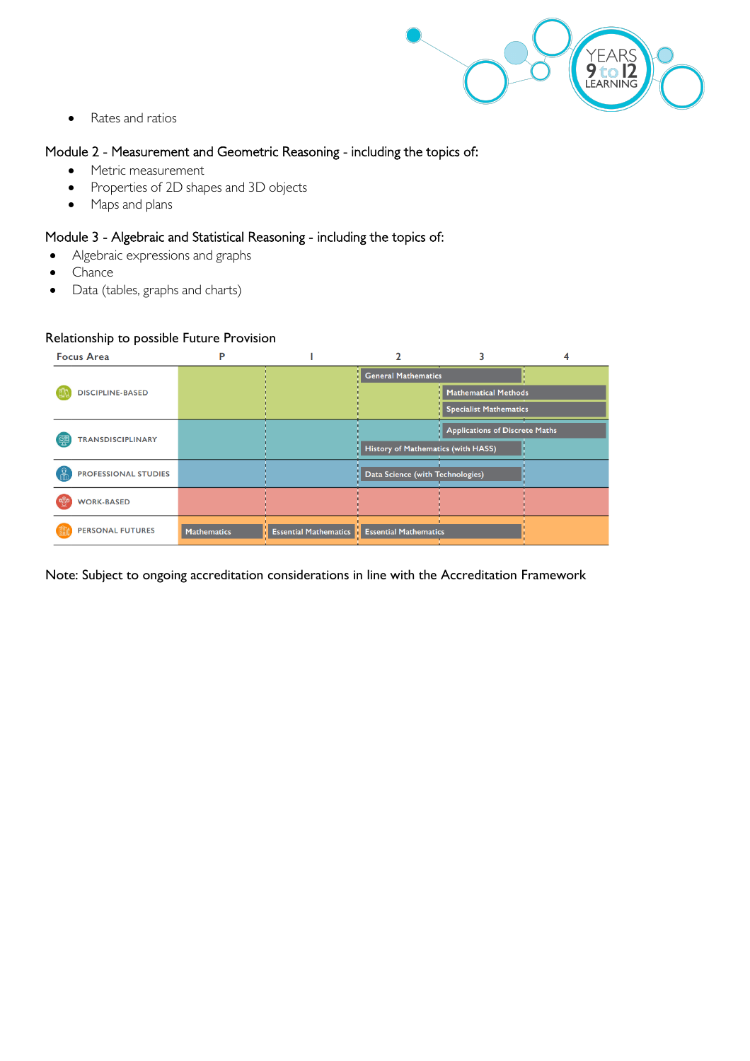- Rates and ratios

Module 2 - Measurement and Geometric Reasoning - including the topics of:

- Metric measurement
- Properties of 2D shapes and 3D objects
- Maps and plans

Module 3 - Algebraic and Statistical Reasoning - including the topics of:

- Algebraic expressions and graphs
- Chance
- Data (tables, graphs and charts)

Relationship to possible Future Provision

Focus Area

P

1

2

3

4

DISCIPLINE-BASED

General Mathematics

Mathematical Methods

Specialist Mathematics

TRANSDISCIPLINARY

Applications of Discrete Maths

History of Mathematics (with HASS)

PROFESSIONAL STUDIES

Data Science (with Technologies)

WORK-BASED

PERSONAL FUTURES

Mathematics

Essential Mathematics

Essential Mathematics

Note: Subject to ongoing accreditation considerations in line with the Accreditation Framework